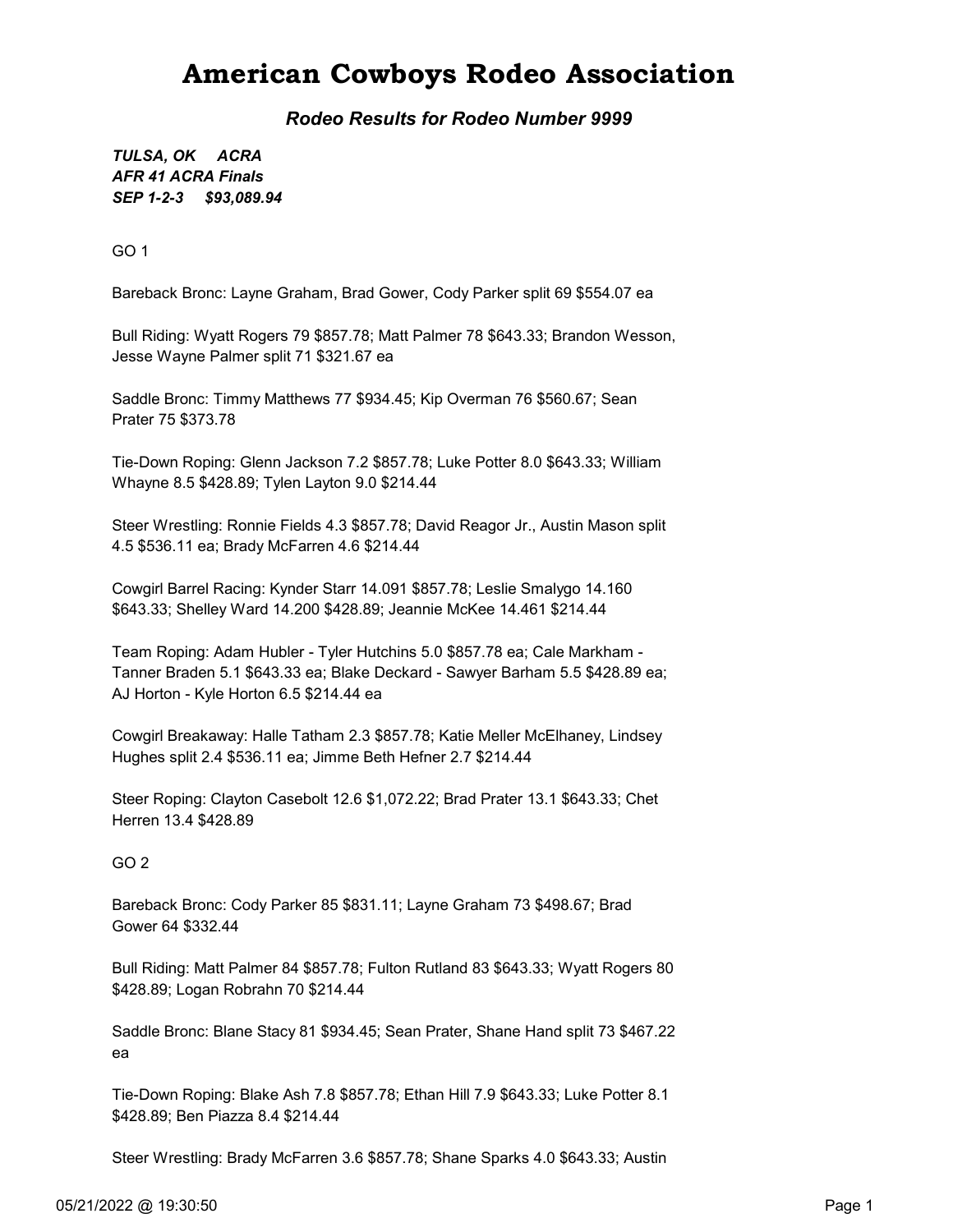# American Cowboys Rodeo Association

***Rodeo Results for Rodeo Number 9999***

***TULSA, OK ACRA***
***AFR 41 ACRA Finals***
***SEP 1-2-3 $93,089.94***

GO 1

Bareback Bronc: Layne Graham, Brad Gower, Cody Parker split 69 $554.07 ea

Bull Riding: Wyatt Rogers 79 $857.78; Matt Palmer 78 $643.33; Brandon Wesson, Jesse Wayne Palmer split 71 $321.67 ea

Saddle Bronc: Timmy Matthews 77 $934.45; Kip Overman 76 $560.67; Sean Prater 75 $373.78

Tie-Down Roping: Glenn Jackson 7.2 $857.78; Luke Potter 8.0 $643.33; William Whayne 8.5 $428.89; Tylen Layton 9.0 $214.44

Steer Wrestling: Ronnie Fields 4.3 $857.78; David Reagor Jr., Austin Mason split 4.5 $536.11 ea; Brady McFarren 4.6 $214.44

Cowgirl Barrel Racing: Kynder Starr 14.091 $857.78; Leslie Smalygo 14.160 $643.33; Shelley Ward 14.200 $428.89; Jeannie McKee 14.461 $214.44

Team Roping: Adam Hubler - Tyler Hutchins 5.0 $857.78 ea; Cale Markham - Tanner Braden 5.1 $643.33 ea; Blake Deckard - Sawyer Barham 5.5 $428.89 ea; AJ Horton - Kyle Horton 6.5 $214.44 ea

Cowgirl Breakaway: Halle Tatham 2.3 $857.78; Katie Meller McElhaney, Lindsey Hughes split 2.4 $536.11 ea; Jimme Beth Hefner 2.7 $214.44

Steer Roping: Clayton Casebolt 12.6 $1,072.22; Brad Prater 13.1 $643.33; Chet Herren 13.4 $428.89

GO 2

Bareback Bronc: Cody Parker 85 $831.11; Layne Graham 73 $498.67; Brad Gower 64 $332.44

Bull Riding: Matt Palmer 84 $857.78; Fulton Rutland 83 $643.33; Wyatt Rogers 80 $428.89; Logan Robrahn 70 $214.44

Saddle Bronc: Blane Stacy 81 $934.45; Sean Prater, Shane Hand split 73 $467.22 ea

Tie-Down Roping: Blake Ash 7.8 $857.78; Ethan Hill 7.9 $643.33; Luke Potter 8.1 $428.89; Ben Piazza 8.4 $214.44

Steer Wrestling: Brady McFarren 3.6 $857.78; Shane Sparks 4.0 $643.33; Austin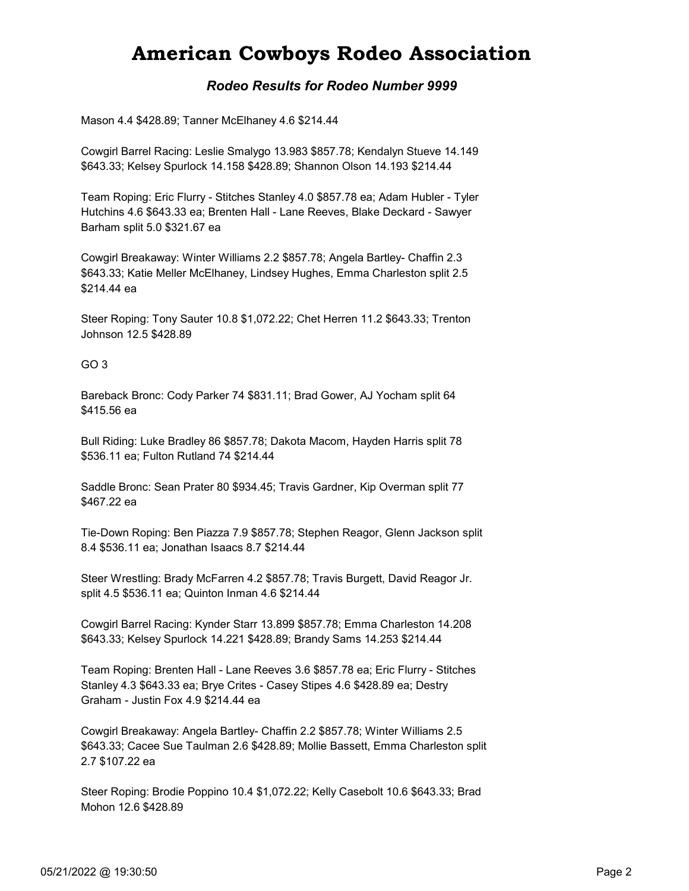Mason 4.4 $428.89; Tanner McElhaney 4.6 $214.44

Cowgirl Barrel Racing: Leslie Smalygo 13.983 $857.78; Kendalyn Stueve 14.149 $643.33; Kelsey Spurlock 14.158 $428.89; Shannon Olson 14.193 $214.44

Team Roping: Eric Flurry - Stitches Stanley 4.0 $857.78 ea; Adam Hubler - Tyler Hutchins 4.6 $643.33 ea; Brenten Hall - Lane Reeves, Blake Deckard - Sawyer Barham split 5.0 $321.67 ea

Cowgirl Breakaway: Winter Williams 2.2 $857.78; Angela Bartley- Chaffin 2.3 $643.33; Katie Meller McElhaney, Lindsey Hughes, Emma Charleston split 2.5 $214.44 ea

Steer Roping: Tony Sauter 10.8 $1,072.22; Chet Herren 11.2 $643.33; Trenton Johnson 12.5 $428.89

GO 3

Bareback Bronc: Cody Parker 74 $831.11; Brad Gower, AJ Yocham split 64 $415.56 ea

Bull Riding: Luke Bradley 86 $857.78; Dakota Macom, Hayden Harris split 78 $536.11 ea; Fulton Rutland 74 $214.44

Saddle Bronc: Sean Prater 80 $934.45; Travis Gardner, Kip Overman split 77 $467.22 ea

Tie-Down Roping: Ben Piazza 7.9 $857.78; Stephen Reagor, Glenn Jackson split 8.4 $536.11 ea; Jonathan Isaacs 8.7 $214.44

Steer Wrestling: Brady McFarren 4.2 $857.78; Travis Burgett, David Reagor Jr. split 4.5 $536.11 ea; Quinton Inman 4.6 $214.44

Cowgirl Barrel Racing: Kynder Starr 13.899 $857.78; Emma Charleston 14.208 $643.33; Kelsey Spurlock 14.221 $428.89; Brandy Sams 14.253 $214.44

Team Roping: Brenten Hall - Lane Reeves 3.6 $857.78 ea; Eric Flurry - Stitches Stanley 4.3 $643.33 ea; Brye Crites - Casey Stipes 4.6 $428.89 ea; Destry Graham - Justin Fox 4.9 $214.44 ea

Cowgirl Breakaway: Angela Bartley- Chaffin 2.2 $857.78; Winter Williams 2.5 $643.33; Cacee Sue Taulman 2.6 $428.89; Mollie Bassett, Emma Charleston split 2.7 $107.22 ea

Steer Roping: Brodie Poppino 10.4 $1,072.22; Kelly Casebolt 10.6 $643.33; Brad Mohon 12.6 $428.89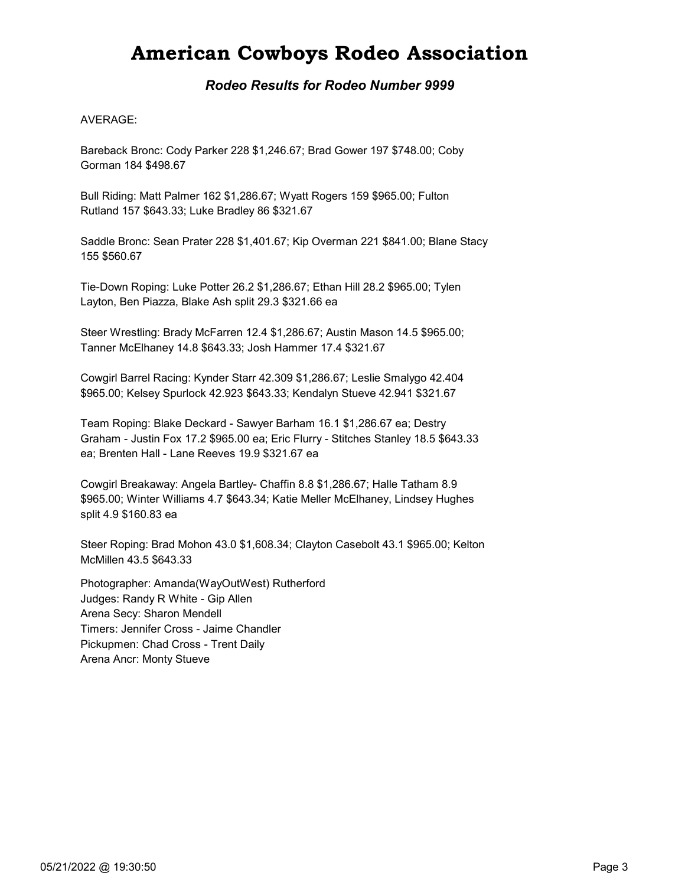# American Cowboys Rodeo Association

***Rodeo Results for Rodeo Number 9999***

AVERAGE:

Bareback Bronc: Cody Parker 228 $1,246.67; Brad Gower 197 $748.00; Coby Gorman 184 $498.67

Bull Riding: Matt Palmer 162 $1,286.67; Wyatt Rogers 159 $965.00; Fulton Rutland 157 $643.33; Luke Bradley 86 $321.67

Saddle Bronc: Sean Prater 228 $1,401.67; Kip Overman 221 $841.00; Blane Stacy 155 $560.67

Tie-Down Roping: Luke Potter 26.2 $1,286.67; Ethan Hill 28.2 $965.00; Tylen Layton, Ben Piazza, Blake Ash split 29.3 $321.66 ea

Steer Wrestling: Brady McFarren 12.4 $1,286.67; Austin Mason 14.5 $965.00; Tanner McElhaney 14.8 $643.33; Josh Hammer 17.4 $321.67

Cowgirl Barrel Racing: Kynder Starr 42.309 $1,286.67; Leslie Smalygo 42.404 $965.00; Kelsey Spurlock 42.923 $643.33; Kendalyn Stueve 42.941 $321.67

Team Roping: Blake Deckard - Sawyer Barham 16.1 $1,286.67 ea; Destry Graham - Justin Fox 17.2 $965.00 ea; Eric Flurry - Stitches Stanley 18.5 $643.33 ea; Brenten Hall - Lane Reeves 19.9 $321.67 ea

Cowgirl Breakaway: Angela Bartley- Chaffin 8.8 $1,286.67; Halle Tatham 8.9 $965.00; Winter Williams 4.7 $643.34; Katie Meller McElhaney, Lindsey Hughes split 4.9 $160.83 ea

Steer Roping: Brad Mohon 43.0 $1,608.34; Clayton Casebolt 43.1 $965.00; Kelton McMillen 43.5 $643.33

Photographer: Amanda(WayOutWest) Rutherford
Judges: Randy R White - Gip Allen
Arena Secy: Sharon Mendell
Timers: Jennifer Cross - Jaime Chandler
Pickupmen: Chad Cross - Trent Daily
Arena Ancr: Monty Stueve